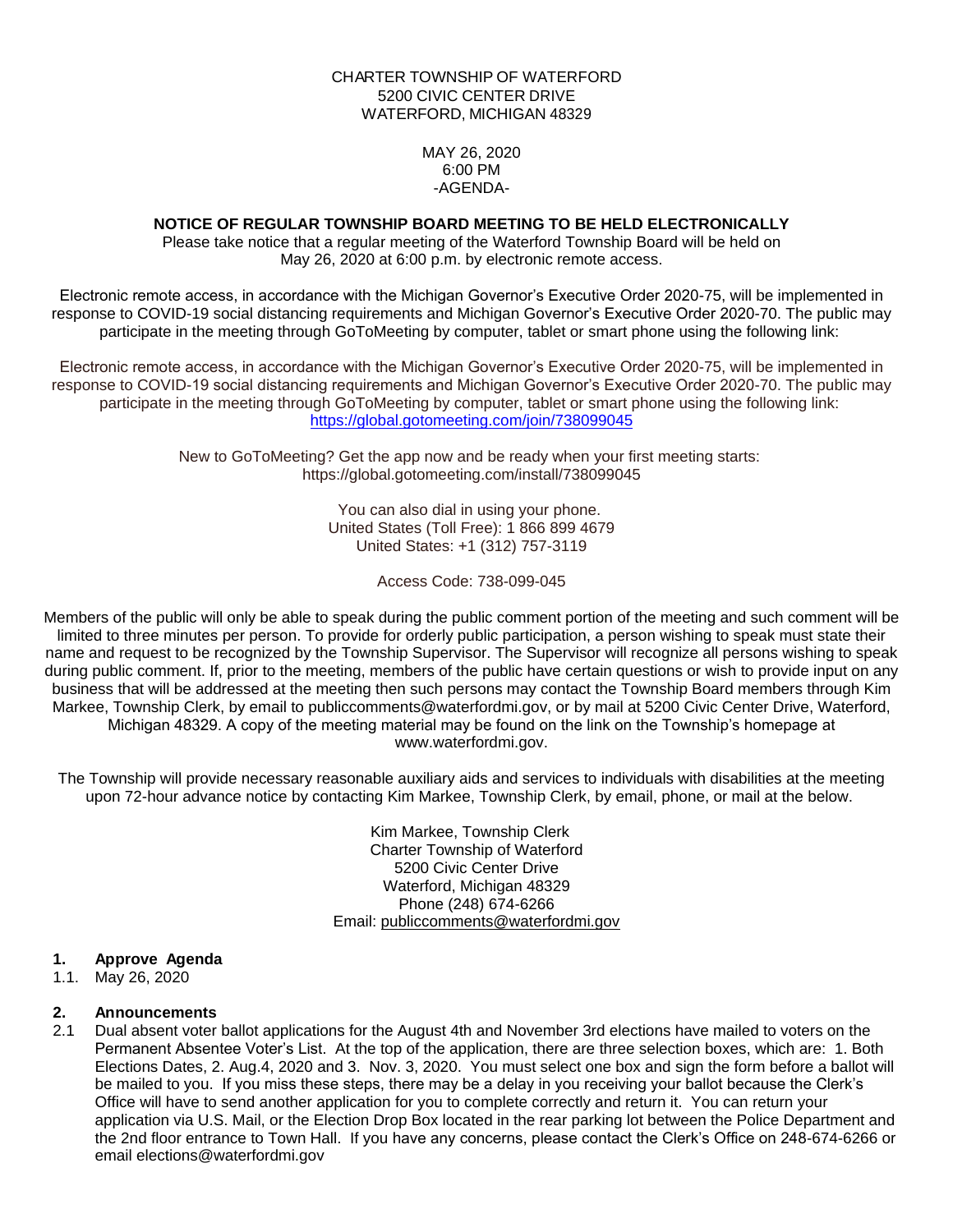CHARTER TOWNSHIP OF WATERFORD
5200 CIVIC CENTER DRIVE
WATERFORD, MICHIGAN 48329

MAY 26, 2020
6:00 PM
-AGENDA-

**NOTICE OF REGULAR TOWNSHIP BOARD MEETING TO BE HELD ELECTRONICALLY**

Please take notice that a regular meeting of the Waterford Township Board will be held on May 26, 2020 at 6:00 p.m. by electronic remote access.

Electronic remote access, in accordance with the Michigan Governor's Executive Order 2020-75, will be implemented in response to COVID-19 social distancing requirements and Michigan Governor's Executive Order 2020-70. The public may participate in the meeting through GoToMeeting by computer, tablet or smart phone using the following link:

Electronic remote access, in accordance with the Michigan Governor's Executive Order 2020-75, will be implemented in response to COVID-19 social distancing requirements and Michigan Governor's Executive Order 2020-70. The public may participate in the meeting through GoToMeeting by computer, tablet or smart phone using the following link:
https://global.gotomeeting.com/join/738099045

New to GoToMeeting? Get the app now and be ready when your first meeting starts:
https://global.gotomeeting.com/install/738099045

You can also dial in using your phone.
United States (Toll Free): 1 866 899 4679
United States: +1 (312) 757-3119

Access Code: 738-099-045

Members of the public will only be able to speak during the public comment portion of the meeting and such comment will be limited to three minutes per person. To provide for orderly public participation, a person wishing to speak must state their name and request to be recognized by the Township Supervisor. The Supervisor will recognize all persons wishing to speak during public comment. If, prior to the meeting, members of the public have certain questions or wish to provide input on any business that will be addressed at the meeting then such persons may contact the Township Board members through Kim Markee, Township Clerk, by email to publiccomments@waterfordmi.gov, or by mail at 5200 Civic Center Drive, Waterford, Michigan 48329. A copy of the meeting material may be found on the link on the Township's homepage at www.waterfordmi.gov.

The Township will provide necessary reasonable auxiliary aids and services to individuals with disabilities at the meeting upon 72-hour advance notice by contacting Kim Markee, Township Clerk, by email, phone, or mail at the below.

Kim Markee, Township Clerk
Charter Township of Waterford
5200 Civic Center Drive
Waterford, Michigan 48329
Phone (248) 674-6266
Email: publiccomments@waterfordmi.gov

**1. Approve Agenda**

1.1. May 26, 2020

**2. Announcements**

2.1 Dual absent voter ballot applications for the August 4th and November 3rd elections have mailed to voters on the Permanent Absentee Voter's List. At the top of the application, there are three selection boxes, which are: 1. Both Elections Dates, 2. Aug.4, 2020 and 3. Nov. 3, 2020. You must select one box and sign the form before a ballot will be mailed to you. If you miss these steps, there may be a delay in you receiving your ballot because the Clerk's Office will have to send another application for you to complete correctly and return it. You can return your application via U.S. Mail, or the Election Drop Box located in the rear parking lot between the Police Department and the 2nd floor entrance to Town Hall. If you have any concerns, please contact the Clerk's Office on 248-674-6266 or email elections@waterfordmi.gov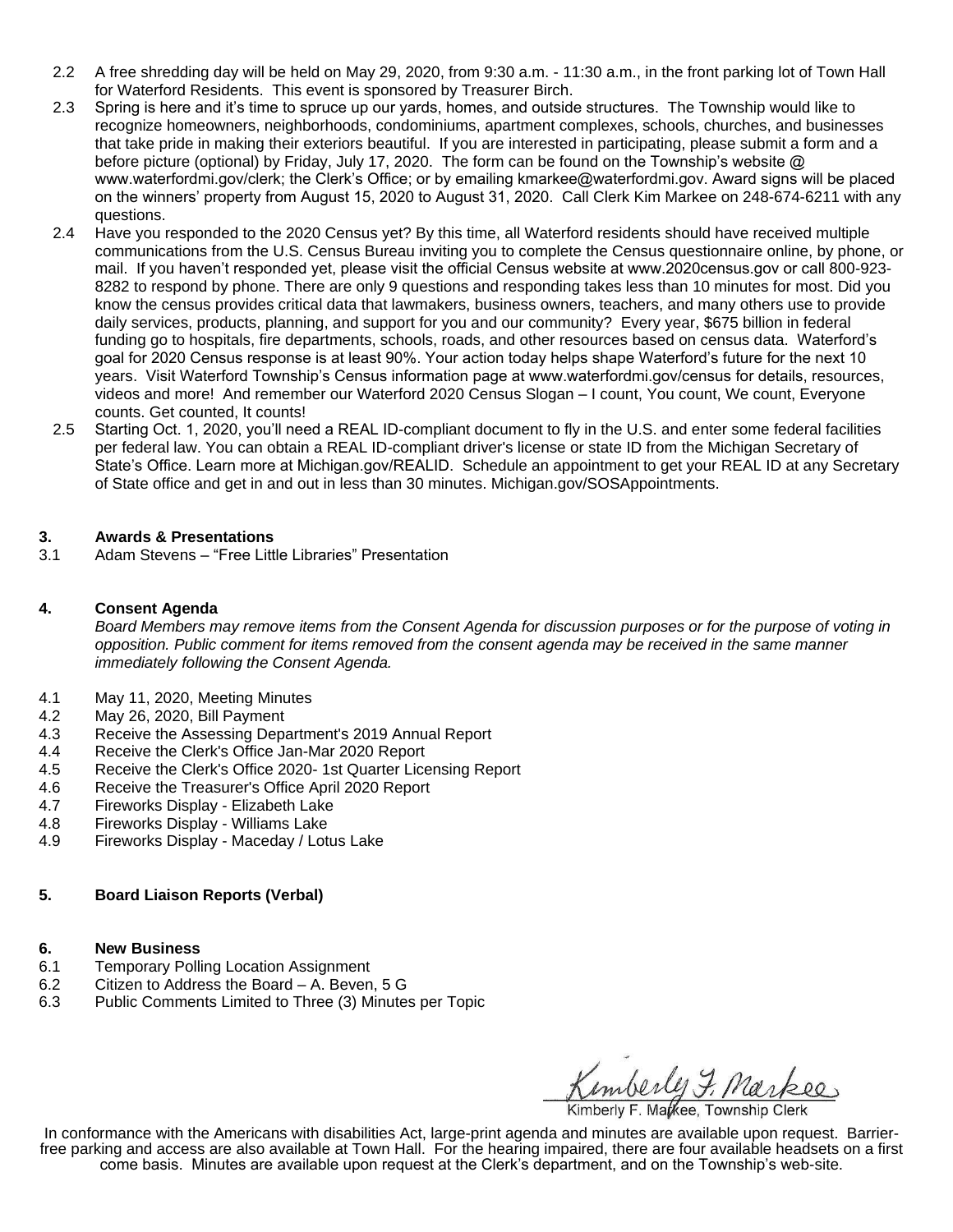2.2 A free shredding day will be held on May 29, 2020, from 9:30 a.m. - 11:30 a.m., in the front parking lot of Town Hall for Waterford Residents. This event is sponsored by Treasurer Birch.

2.3 Spring is here and it's time to spruce up our yards, homes, and outside structures. The Township would like to recognize homeowners, neighborhoods, condominiums, apartment complexes, schools, churches, and businesses that take pride in making their exteriors beautiful. If you are interested in participating, please submit a form and a before picture (optional) by Friday, July 17, 2020. The form can be found on the Township's website @ www.waterfordmi.gov/clerk; the Clerk's Office; or by emailing kmarkee@waterfordmi.gov. Award signs will be placed on the winners' property from August 15, 2020 to August 31, 2020. Call Clerk Kim Markee on 248-674-6211 with any questions.

2.4 Have you responded to the 2020 Census yet? By this time, all Waterford residents should have received multiple communications from the U.S. Census Bureau inviting you to complete the Census questionnaire online, by phone, or mail. If you haven't responded yet, please visit the official Census website at www.2020census.gov or call 800-923-8282 to respond by phone. There are only 9 questions and responding takes less than 10 minutes for most. Did you know the census provides critical data that lawmakers, business owners, teachers, and many others use to provide daily services, products, planning, and support for you and our community? Every year, $675 billion in federal funding go to hospitals, fire departments, schools, roads, and other resources based on census data. Waterford's goal for 2020 Census response is at least 90%. Your action today helps shape Waterford's future for the next 10 years. Visit Waterford Township's Census information page at www.waterfordmi.gov/census for details, resources, videos and more! And remember our Waterford 2020 Census Slogan – I count, You count, We count, Everyone counts. Get counted, It counts!

2.5 Starting Oct. 1, 2020, you'll need a REAL ID-compliant document to fly in the U.S. and enter some federal facilities per federal law. You can obtain a REAL ID-compliant driver's license or state ID from the Michigan Secretary of State's Office. Learn more at Michigan.gov/REALID. Schedule an appointment to get your REAL ID at any Secretary of State office and get in and out in less than 30 minutes. Michigan.gov/SOSAppointments.

**3. Awards & Presentations**

3.1 Adam Stevens – "Free Little Libraries" Presentation

**4. Consent Agenda**

*Board Members may remove items from the Consent Agenda for discussion purposes or for the purpose of voting in opposition. Public comment for items removed from the consent agenda may be received in the same manner immediately following the Consent Agenda.*

4.1 May 11, 2020, Meeting Minutes
4.2 May 26, 2020, Bill Payment
4.3 Receive the Assessing Department's 2019 Annual Report
4.4 Receive the Clerk's Office Jan-Mar 2020 Report
4.5 Receive the Clerk's Office 2020- 1st Quarter Licensing Report
4.6 Receive the Treasurer's Office April 2020 Report
4.7 Fireworks Display - Elizabeth Lake
4.8 Fireworks Display - Williams Lake
4.9 Fireworks Display - Maceday / Lotus Lake

**5. Board Liaison Reports (Verbal)**

**6. New Business**

6.1 Temporary Polling Location Assignment
6.2 Citizen to Address the Board – A. Beven, 5 G
6.3 Public Comments Limited to Three (3) Minutes per Topic

Kimberly F. Markee

Kimberly F. Markee, Township Clerk

In conformance with the Americans with disabilities Act, large-print agenda and minutes are available upon request. Barrier-free parking and access are also available at Town Hall. For the hearing impaired, there are four available headsets on a first come basis. Minutes are available upon request at the Clerk's department, and on the Township's web-site.